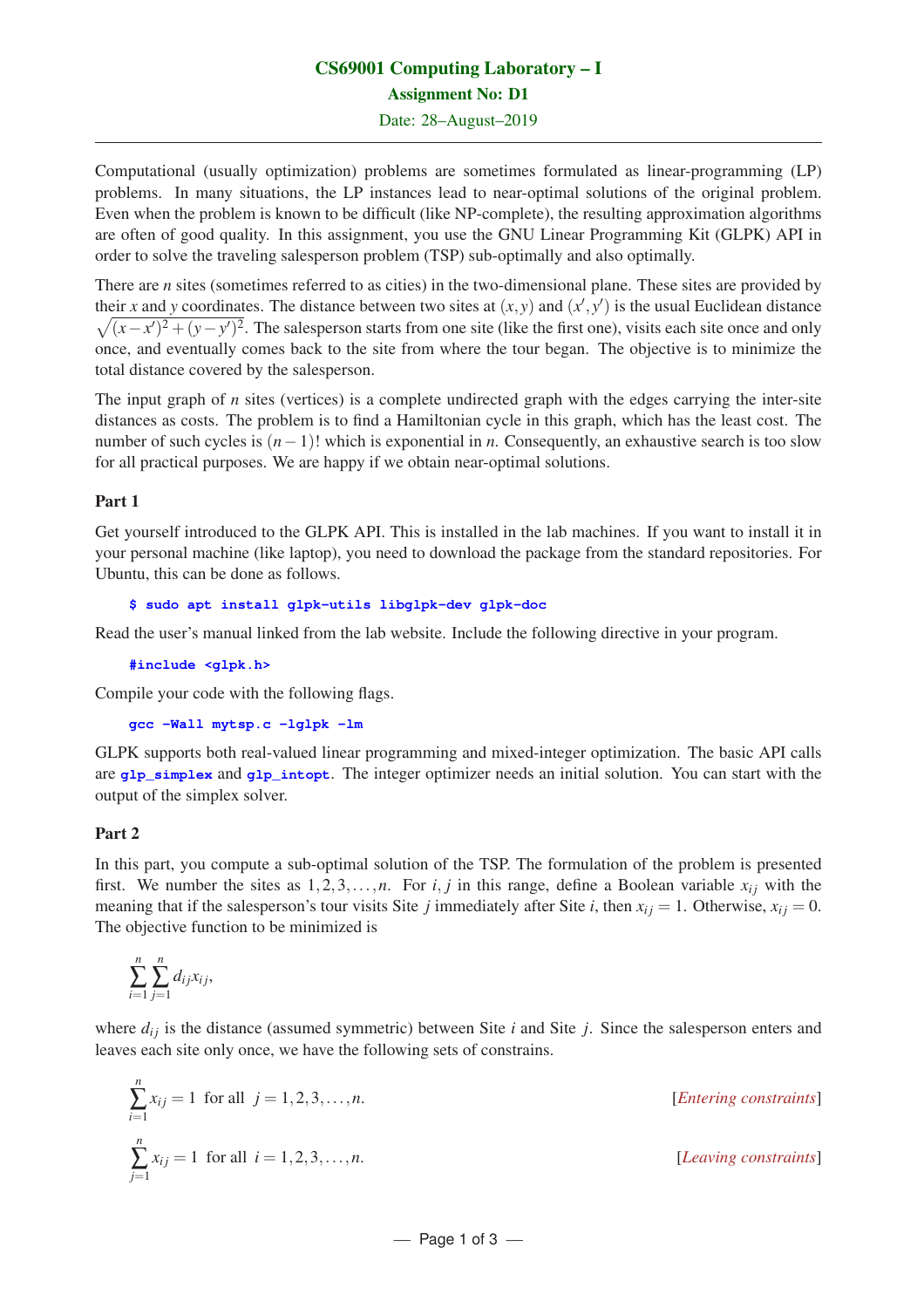# CS69001 Computing Laboratory – I

## Assignment No: D1

Date: 28–August–2019

---

Computational (usually optimization) problems are sometimes formulated as linear-programming (LP) problems. In many situations, the LP instances lead to near-optimal solutions of the original problem. Even when the problem is known to be difficult (like NP-complete), the resulting approximation algorithms are often of good quality. In this assignment, you use the GNU Linear Programming Kit (GLPK) API in order to solve the traveling salesperson problem (TSP) sub-optimally and also optimally.

There are $n$ sites (sometimes referred to as cities) in the two-dimensional plane. These sites are provided by their $x$ and $y$ coordinates. The distance between two sites at $(x, y)$ and $(x', y')$ is the usual Euclidean distance $\sqrt{(x-x')^2 + (y-y')^2}$. The salesperson starts from one site (like the first one), visits each site once and only once, and eventually comes back to the site from where the tour began. The objective is to minimize the total distance covered by the salesperson.

The input graph of $n$ sites (vertices) is a complete undirected graph with the edges carrying the inter-site distances as costs. The problem is to find a Hamiltonian cycle in this graph, which has the least cost. The number of such cycles is $(n-1)!$ which is exponential in $n$. Consequently, an exhaustive search is too slow for all practical purposes. We are happy if we obtain near-optimal solutions.

### Part 1

Get yourself introduced to the GLPK API. This is installed in the lab machines. If you want to install it in your personal machine (like laptop), you need to download the package from the standard repositories. For Ubuntu, this can be done as follows.

```
$ sudo apt install glpk-utils libglpk-dev glpk-doc
```

Read the user's manual linked from the lab website. Include the following directive in your program.

```
#include <glpk.h>
```

Compile your code with the following flags.

```
gcc -Wall mytsp.c -lglpk -lm
```

GLPK supports both real-valued linear programming and mixed-integer optimization. The basic API calls are `glp_simplex` and `glp_intopt`. The integer optimizer needs an initial solution. You can start with the output of the simplex solver.

### Part 2

In this part, you compute a sub-optimal solution of the TSP. The formulation of the problem is presented first. We number the sites as $1, 2, 3, \ldots, n$. For $i, j$ in this range, define a Boolean variable $x_{ij}$ with the meaning that if the salesperson's tour visits Site $j$ immediately after Site $i$, then $x_{ij} = 1$. Otherwise, $x_{ij} = 0$. The objective function to be minimized is

$$\sum_{i=1}^{n} \sum_{j=1}^{n} d_{ij} x_{ij},$$

where $d_{ij}$ is the distance (assumed symmetric) between Site $i$ and Site $j$. Since the salesperson enters and leaves each site only once, we have the following sets of constrains.

$$\sum_{i=1}^{n} x_{ij} = 1 \text{ for all } j = 1, 2, 3, \ldots, n. \qquad \text{[\textit{Entering constraints}]}$$

$$\sum_{j=1}^{n} x_{ij} = 1 \text{ for all } i = 1, 2, 3, \ldots, n. \qquad \text{[\textit{Leaving constraints}]}$$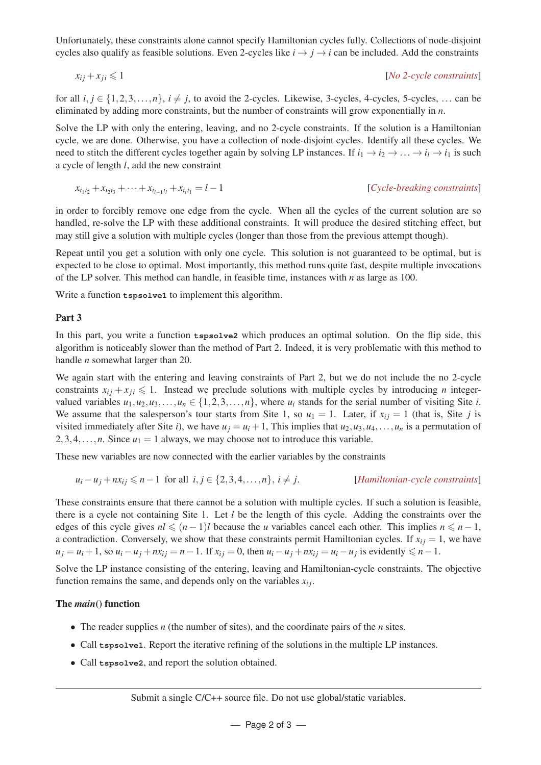Unfortunately, these constraints alone cannot specify Hamiltonian cycles fully. Collections of node-disjoint cycles also qualify as feasible solutions. Even 2-cycles like $i \to j \to i$ can be included. Add the constraints

$$x_{ij} + x_{ji} \leqslant 1 \qquad \textit{[No 2-cycle constraints]}$$

for all $i, j \in \{1, 2, 3, \ldots, n\}$, $i \neq j$, to avoid the 2-cycles. Likewise, 3-cycles, 4-cycles, 5-cycles, ... can be eliminated by adding more constraints, but the number of constraints will grow exponentially in $n$.

Solve the LP with only the entering, leaving, and no 2-cycle constraints. If the solution is a Hamiltonian cycle, we are done. Otherwise, you have a collection of node-disjoint cycles. Identify all these cycles. We need to stitch the different cycles together again by solving LP instances. If $i_1 \to i_2 \to \ldots \to i_l \to i_1$ is such a cycle of length $l$, add the new constraint

$$x_{i_1 i_2} + x_{i_2 i_3} + \cdots + x_{i_{l-1} i_l} + x_{i_l i_1} = l - 1 \qquad \textit{[Cycle-breaking constraints]}$$

in order to forcibly remove one edge from the cycle. When all the cycles of the current solution are so handled, re-solve the LP with these additional constraints. It will produce the desired stitching effect, but may still give a solution with multiple cycles (longer than those from the previous attempt though).

Repeat until you get a solution with only one cycle. This solution is not guaranteed to be optimal, but is expected to be close to optimal. Most importantly, this method runs quite fast, despite multiple invocations of the LP solver. This method can handle, in feasible time, instances with $n$ as large as 100.

Write a function **tspsolve1** to implement this algorithm.

### Part 3

In this part, you write a function **tspsolve2** which produces an optimal solution. On the flip side, this algorithm is noticeably slower than the method of Part 2. Indeed, it is very problematic with this method to handle $n$ somewhat larger than 20.

We again start with the entering and leaving constraints of Part 2, but we do not include the no 2-cycle constraints $x_{ij} + x_{ji} \leqslant 1$. Instead we preclude solutions with multiple cycles by introducing $n$ integer-valued variables $u_1, u_2, u_3, \ldots, u_n \in \{1, 2, 3, \ldots, n\}$, where $u_i$ stands for the serial number of visiting Site $i$. We assume that the salesperson's tour starts from Site 1, so $u_1 = 1$. Later, if $x_{ij} = 1$ (that is, Site $j$ is visited immediately after Site $i$), we have $u_j = u_i + 1$, This implies that $u_2, u_3, u_4, \ldots, u_n$ is a permutation of $2, 3, 4, \ldots, n$. Since $u_1 = 1$ always, we may choose not to introduce this variable.

These new variables are now connected with the earlier variables by the constraints

$$u_i - u_j + n x_{ij} \leqslant n - 1 \text{ for all } i, j \in \{2, 3, 4, \ldots, n\},\ i \neq j. \qquad \textit{[Hamiltonian-cycle constraints]}$$

These constraints ensure that there cannot be a solution with multiple cycles. If such a solution is feasible, there is a cycle not containing Site 1. Let $l$ be the length of this cycle. Adding the constraints over the edges of this cycle gives $nl \leqslant (n-1)l$ because the $u$ variables cancel each other. This implies $n \leqslant n - 1$, a contradiction. Conversely, we show that these constraints permit Hamiltonian cycles. If $x_{ij} = 1$, we have $u_j = u_i + 1$, so $u_i - u_j + n x_{ij} = n - 1$. If $x_{ij} = 0$, then $u_i - u_j + n x_{ij} = u_i - u_j$ is evidently $\leqslant n - 1$.

Solve the LP instance consisting of the entering, leaving and Hamiltonian-cycle constraints. The objective function remains the same, and depends only on the variables $x_{ij}$.

### The *main*() function

- The reader supplies $n$ (the number of sites), and the coordinate pairs of the $n$ sites.
- Call **tspsolve1**. Report the iterative refining of the solutions in the multiple LP instances.
- Call **tspsolve2**, and report the solution obtained.

---

Submit a single C/C++ source file. Do not use global/static variables.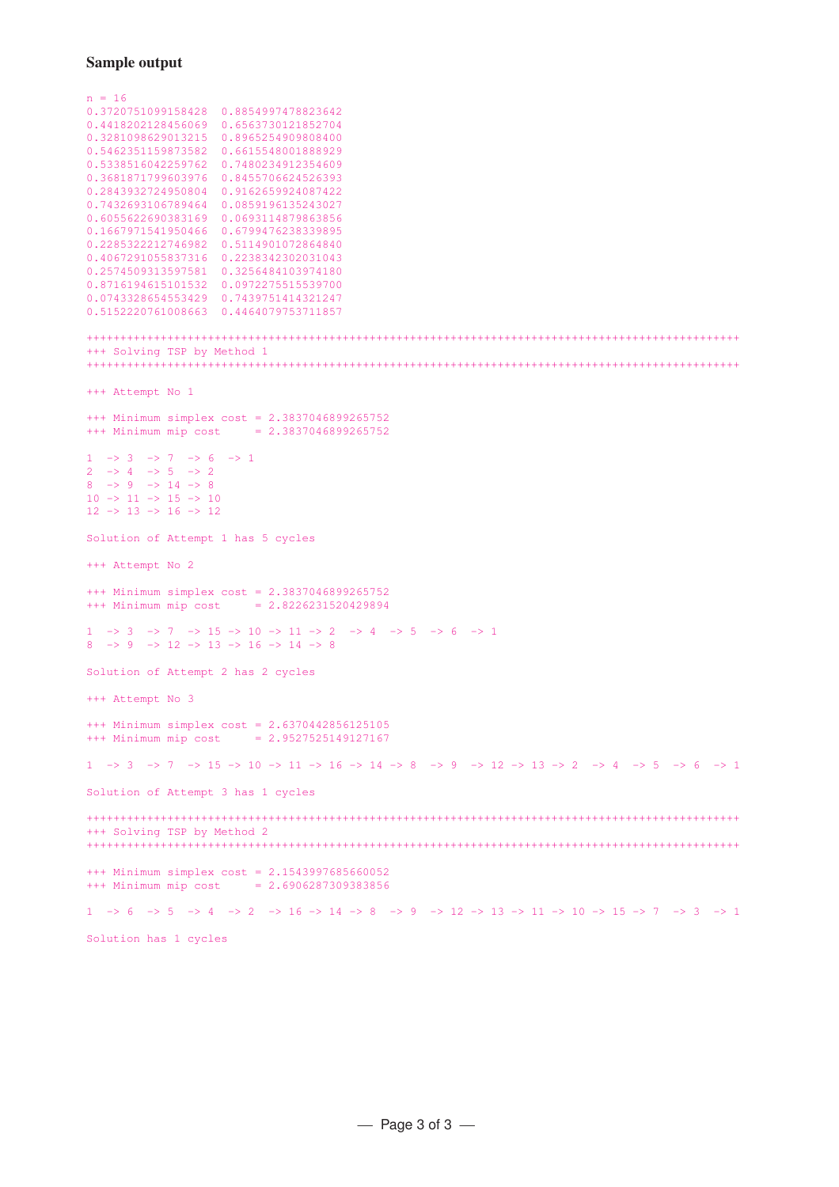### Sample output

```
n = 16
0.3720751099158428  0.8854997478823642
0.4418202128456069  0.6563730121852704
0.3281098629013215  0.8965254909808400
0.5462351159873582  0.6615548001888929
0.5338516042259762  0.7480234912354609
0.3681871799603976  0.8455706624526393
0.2843932724950804  0.9162659924087422
0.7432693106789464  0.0859196135243027
0.6055622690383169  0.0693114879863856
0.1667971541950466  0.6799476238339895
0.2285322212746982  0.5114901072864840
0.4067291055837316  0.2238342302031043
0.2574509313597581  0.3256484103974180
0.8716194615101532  0.0972275515539700
0.0743328654553429  0.7439751414321247
0.5152220761008663  0.4464079753711857

++++++++++++++++++++++++++++++++++++++++++++++++++++++++++++++++++++++++++++++++++++++++++++++++
+++ Solving TSP by Method 1
++++++++++++++++++++++++++++++++++++++++++++++++++++++++++++++++++++++++++++++++++++++++++++++++

+++ Attempt No 1

+++ Minimum simplex cost = 2.3837046899265752
+++ Minimum mip cost     = 2.3837046899265752

1  -> 3  -> 7  -> 6  -> 1
2  -> 4  -> 5  -> 2
8  -> 9  -> 14 -> 8
10 -> 11 -> 15 -> 10
12 -> 13 -> 16 -> 12

Solution of Attempt 1 has 5 cycles

+++ Attempt No 2

+++ Minimum simplex cost = 2.3837046899265752
+++ Minimum mip cost     = 2.8226231520429894

1  -> 3  -> 7  -> 15 -> 10 -> 11 -> 2  -> 4  -> 5  -> 6  -> 1
8  -> 9  -> 12 -> 13 -> 16 -> 14 -> 8

Solution of Attempt 2 has 2 cycles

+++ Attempt No 3

+++ Minimum simplex cost = 2.6370442856125105
+++ Minimum mip cost     = 2.9527525149127167

1  -> 3  -> 7  -> 15 -> 10 -> 11 -> 16 -> 14 -> 8  -> 9  -> 12 -> 13 -> 2  -> 4  -> 5  -> 6  -> 1

Solution of Attempt 3 has 1 cycles

++++++++++++++++++++++++++++++++++++++++++++++++++++++++++++++++++++++++++++++++++++++++++++++++
+++ Solving TSP by Method 2
++++++++++++++++++++++++++++++++++++++++++++++++++++++++++++++++++++++++++++++++++++++++++++++++

+++ Minimum simplex cost = 2.1543997685660052
+++ Minimum mip cost     = 2.6906287309383856

1  -> 6  -> 5  -> 4  -> 2  -> 16 -> 14 -> 8  -> 9  -> 12 -> 13 -> 11 -> 10 -> 15 -> 7  -> 3  -> 1

Solution has 1 cycles
```